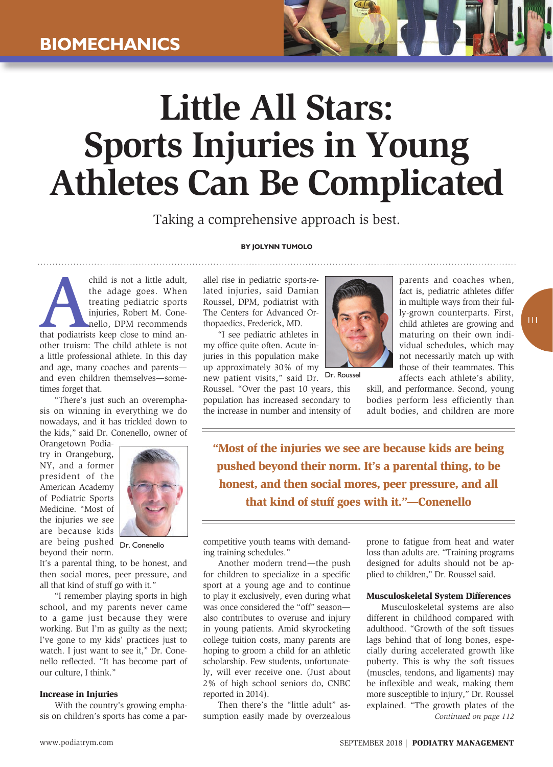# Little All Stars: Sports Injuries in Young Athletes Can Be Complicated

Taking a comprehensive approach is best.

**BY JOLYNN TUMOLO**

A child is not a little adult, the adage goes. When treating pediatric sports injuries, Robert M. Conenello, DPM recommends that podiatrists keep close to mind another truism: The child athlete is not a little professional athlete. In this day and age, many coaches and parents—and even children themselves—sometimes forget that.

"There's just such an overemphasis on winning in everything we do nowadays, and it has trickled down to the kids," said Dr. Conenello, owner of Orangetown Podiatry in Orangeburg, NY, and a former president of the American Academy of Podiatric Sports Medicine. "Most of the injuries we see are because kids are being pushed beyond their norm. It's a parental thing, to be honest, and then social mores, peer pressure, and all that kind of stuff go with it."

Dr. Conenello

"I remember playing sports in high school, and my parents never came to a game just because they were working. But I'm as guilty as the next; I've gone to my kids' practices just to watch. I just want to see it," Dr. Conenello reflected. "It has become part of our culture, I think."

## Increase in Injuries

With the country's growing emphasis on children's sports has come a parallel rise in pediatric sports-related injuries, said Damian Roussel, DPM, podiatrist with The Centers for Advanced Orthopaedics, Frederick, MD.

"I see pediatric athletes in my office quite often. Acute injuries in this population make up approximately 30% of my new patient visits," said Dr. Roussel. "Over the past 10 years, this population has increased secondary to the increase in number and intensity of competitive youth teams with demanding training schedules."

Dr. Roussel

Another modern trend—the push for children to specialize in a specific sport at a young age and to continue to play it exclusively, even during what was once considered the "off" season—also contributes to overuse and injury in young patients. Amid skyrocketing college tuition costs, many parents are hoping to groom a child for an athletic scholarship. Few students, unfortunately, will ever receive one. (Just about 2% of high school seniors do, CNBC reported in 2014).

Then there's the "little adult" assumption easily made by overzealous parents and coaches when, fact is, pediatric athletes differ in multiple ways from their fully-grown counterparts. First, child athletes are growing and maturing on their own individual schedules, which may not necessarily match up with those of their teammates. This affects each athlete's ability, skill, and performance. Second, young bodies perform less efficiently than adult bodies, and children are more prone to fatigue from heat and water loss than adults are. "Training programs designed for adults should not be applied to children," Dr. Roussel said.

> **"Most of the injuries we see are because kids are being pushed beyond their norm. It's a parental thing, to be honest, and then social mores, peer pressure, and all that kind of stuff goes with it."—Conenello**

## Musculoskeletal System Differences

Musculoskeletal systems are also different in childhood compared with adulthood. "Growth of the soft tissues lags behind that of long bones, especially during accelerated growth like puberty. This is why the soft tissues (muscles, tendons, and ligaments) may be inflexible and weak, making them more susceptible to injury," Dr. Roussel explained. "The growth plates of the

*Continued on page 112*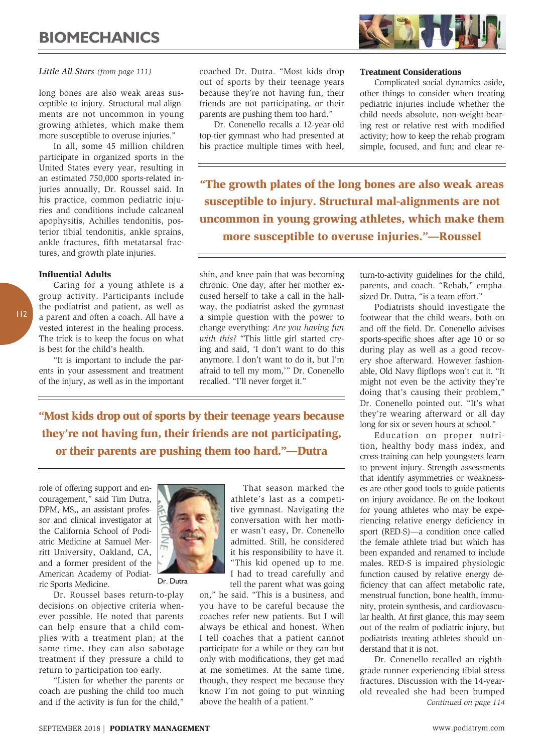*Little All Stars (from page 111)*

long bones are also weak areas susceptible to injury. Structural mal-alignments are not uncommon in young growing athletes, which make them more susceptible to overuse injuries."

In all, some 45 million children participate in organized sports in the United States every year, resulting in an estimated 750,000 sports-related injuries annually, Dr. Roussel said. In his practice, common pediatric injuries and conditions include calcaneal apophysitis, Achilles tendonitis, posterior tibial tendonitis, ankle sprains, ankle fractures, fifth metatarsal fractures, and growth plate injuries.

**"The growth plates of the long bones are also weak areas susceptible to injury. Structural mal-alignments are not uncommon in young growing athletes, which make them more susceptible to overuse injuries."—Roussel**

### Influential Adults

Caring for a young athlete is a group activity. Participants include the podiatrist and patient, as well as a parent and often a coach. All have a vested interest in the healing process. The trick is to keep the focus on what is best for the child's health.

"It is important to include the parents in your assessment and treatment of the injury, as well as in the important role of offering support and encouragement," said Tim Dutra, DPM, MS,, an assistant professor and clinical investigator at the California School of Podiatric Medicine at Samuel Merritt University, Oakland, CA, and a former president of the American Academy of Podiatric Sports Medicine.

Dr. Dutra

Dr. Roussel bases return-to-play decisions on objective criteria whenever possible. He noted that parents can help ensure that a child complies with a treatment plan; at the same time, they can also sabotage treatment if they pressure a child to return to participation too early.

"Listen for whether the parents or coach are pushing the child too much and if the activity is fun for the child," coached Dr. Dutra. "Most kids drop out of sports by their teenage years because they're not having fun, their friends are not participating, or their parents are pushing them too hard."

**"Most kids drop out of sports by their teenage years because they're not having fun, their friends are not participating, or their parents are pushing them too hard."—Dutra**

Dr. Conenello recalls a 12-year-old top-tier gymnast who had presented at his practice multiple times with heel, shin, and knee pain that was becoming chronic. One day, after her mother excused herself to take a call in the hallway, the podiatrist asked the gymnast a simple question with the power to change everything: *Are you having fun with this?* "This little girl started crying and said, 'I don't want to do this anymore. I don't want to do it, but I'm afraid to tell my mom,'" Dr. Conenello recalled. "I'll never forget it."

That season marked the athlete's last as a competitive gymnast. Navigating the conversation with her mother wasn't easy, Dr. Conenello admitted. Still, he considered it his responsibility to have it. "This kid opened up to me. I had to tread carefully and tell the parent what was going on," he said. "This is a business, and you have to be careful because the coaches refer new patients. But I will always be ethical and honest. When I tell coaches that a patient cannot participate for a while or they can but only with modifications, they get mad at me sometimes. At the same time, though, they respect me because they know I'm not going to put winning above the health of a patient."

### Treatment Considerations

Complicated social dynamics aside, other things to consider when treating pediatric injuries include whether the child needs absolute, non-weight-bearing rest or relative rest with modified activity; how to keep the rehab program simple, focused, and fun; and clear return-to-activity guidelines for the child, parents, and coach. "Rehab," emphasized Dr. Dutra, "is a team effort."

Podiatrists should investigate the footwear that the child wears, both on and off the field. Dr. Conenello advises sports-specific shoes after age 10 or so during play as well as a good recovery shoe afterward. However fashionable, Old Navy flipflops won't cut it. "It might not even be the activity they're doing that's causing their problem," Dr. Conenello pointed out. "It's what they're wearing afterward or all day long for six or seven hours at school."

Education on proper nutrition, healthy body mass index, and cross-training can help youngsters learn to prevent injury. Strength assessments that identify asymmetries or weaknesses are other good tools to guide patients on injury avoidance. Be on the lookout for young athletes who may be experiencing relative energy deficiency in sport (RED-S)—a condition once called the female athlete triad but which has been expanded and renamed to include males. RED-S is impaired physiologic function caused by relative energy deficiency that can affect metabolic rate, menstrual function, bone health, immunity, protein synthesis, and cardiovascular health. At first glance, this may seem out of the realm of podiatric injury, but podiatrists treating athletes should understand that it is not.

Dr. Conenello recalled an eighth-grade runner experiencing tibial stress fractures. Discussion with the 14-year-old revealed she had been bumped

*Continued on page 114*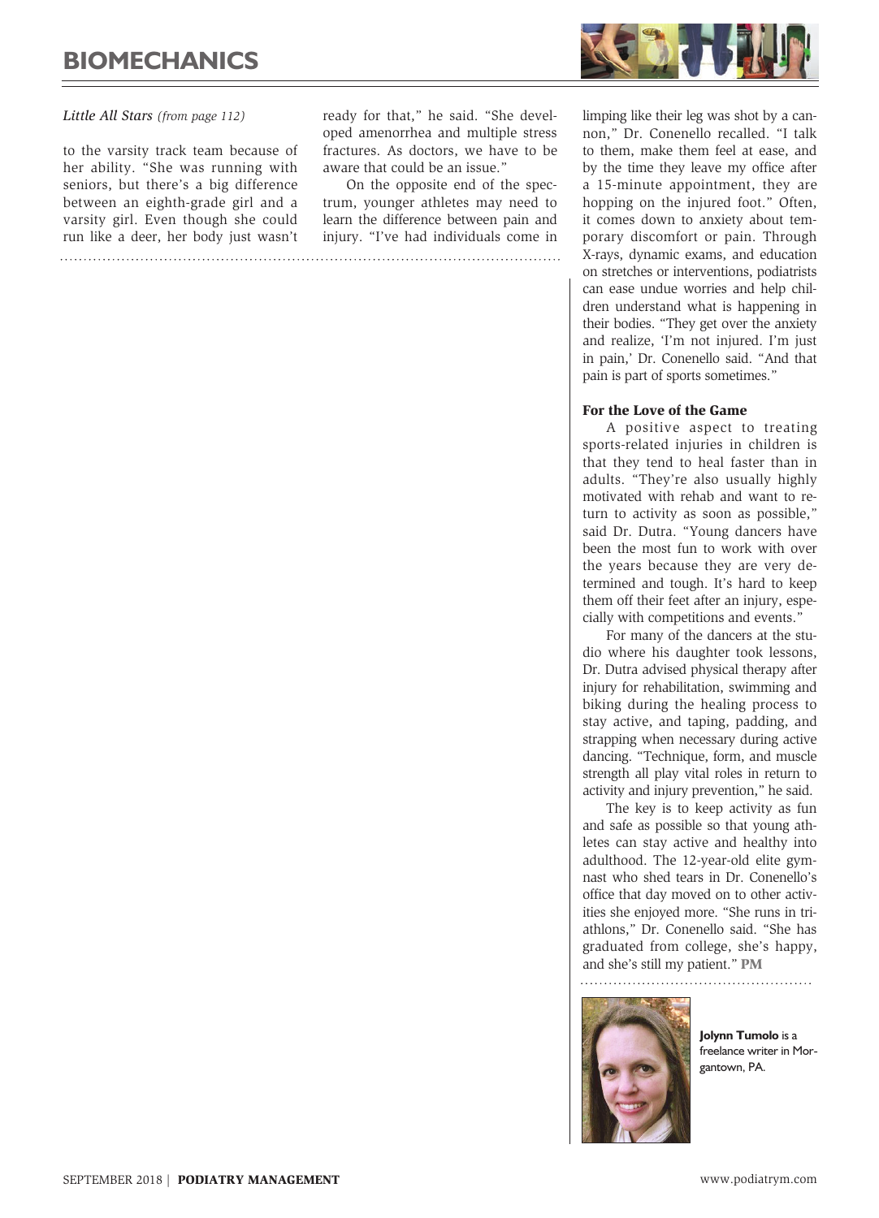*Little All Stars (from page 112)*

to the varsity track team because of her ability. "She was running with seniors, but there's a big difference between an eighth-grade girl and a varsity girl. Even though she could run like a deer, her body just wasn't ready for that," he said. "She developed amenorrhea and multiple stress fractures. As doctors, we have to be aware that could be an issue."

On the opposite end of the spectrum, younger athletes may need to learn the difference between pain and injury. "I've had individuals come in limping like their leg was shot by a cannon," Dr. Conenello recalled. "I talk to them, make them feel at ease, and by the time they leave my office after a 15-minute appointment, they are hopping on the injured foot." Often, it comes down to anxiety about temporary discomfort or pain. Through X-rays, dynamic exams, and education on stretches or interventions, podiatrists can ease undue worries and help children understand what is happening in their bodies. "They get over the anxiety and realize, 'I'm not injured. I'm just in pain,' Dr. Conenello said. "And that pain is part of sports sometimes."

**For the Love of the Game**

A positive aspect to treating sports-related injuries in children is that they tend to heal faster than in adults. "They're also usually highly motivated with rehab and want to return to activity as soon as possible," said Dr. Dutra. "Young dancers have been the most fun to work with over the years because they are very determined and tough. It's hard to keep them off their feet after an injury, especially with competitions and events."

For many of the dancers at the studio where his daughter took lessons, Dr. Dutra advised physical therapy after injury for rehabilitation, swimming and biking during the healing process to stay active, and taping, padding, and strapping when necessary during active dancing. "Technique, form, and muscle strength all play vital roles in return to activity and injury prevention," he said.

The key is to keep activity as fun and safe as possible so that young athletes can stay active and healthy into adulthood. The 12-year-old elite gymnast who shed tears in Dr. Conenello's office that day moved on to other activities she enjoyed more. "She runs in triathlons," Dr. Conenello said. "She has graduated from college, she's happy, and she's still my patient." **PM**

**Jolynn Tumolo** is a freelance writer in Morgantown, PA.